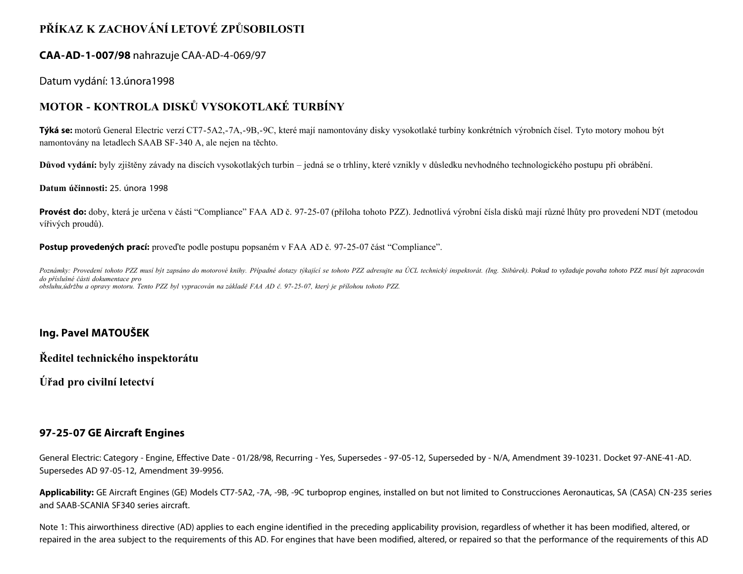# PŘÍKAZ K ZACHOVÁNÍ LETOVÉ ZPŮSOBILOSTI

**CAA-AD-1-007/98** nahrazuje CAA-AD-4-069/97

Datum vydání: 13.února1998

## MOTOR - KONTROLA DISKŮ VYSOKOTLAKÉ TURBÍNY

**Týká se:** motorů General Electric verzí CT7-5A2,-7A,-9B,-9C, které mají namontovány disky vysokotlaké turbíny konkrétních výrobních čísel. Tyto motory mohou být namontovány na letadlech SAAB SF-340 A, ale nejen na těchto.

**Důvod vydání:** byly zjištěny závady na discích vysokotlakých turbin – jedná se o trhliny, které vznikly v důsledku nevhodného technologického postupu při obrábění.

**Datum účinnosti:** 25. února 1998

**Provést do:** doby, která je určena v části "Compliance" FAA AD č. 97-25-07 (příloha tohoto PZZ). Jednotlivá výrobní čísla disků mají různé lhůty pro provedení NDT (metodou vířivých proudů).

**Postup provedených prací:** proveďte podle postupu popsaném v FAA AD č. 97-25-07 část "Compliance".

*Poznámky: Provedení tohoto PZZ musí být zapsáno do motorové knihy. Případné dotazy týkající se tohoto PZZ adresujte na ÚCL technický inspektorát. (Ing. Stibůrek). Pokud to vyžaduje povaha tohoto PZZ musí být zapracován do příslušné části dokumentace pro obsluhu,údržbu a opravy motoru. Tento PZZ byl vypracován na základě FAA AD č. 97-25-07, který je přílohou tohoto PZZ.*

**Ing. Pavel MATOUŠEK**

**Ředitel technického inspektorátu**

**Úřad pro civilní letectví**

### 97-25-07 GE Aircraft Engines

General Electric: Category - Engine, Effective Date - 01/28/98, Recurring - Yes, Supersedes - 97-05-12, Superseded by - N/A, Amendment 39-10231. Docket 97-ANE-41-AD. Supersedes AD 97-05-12, Amendment 39-9956.

**Applicability:** GE Aircraft Engines (GE) Models CT7-5A2, -7A, -9B, -9C turboprop engines, installed on but not limited to Construcciones Aeronauticas, SA (CASA) CN-235 series and SAAB-SCANIA SF340 series aircraft.

Note 1: This airworthiness directive (AD) applies to each engine identified in the preceding applicability provision, regardless of whether it has been modified, altered, or repaired in the area subject to the requirements of this AD. For engines that have been modified, altered, or repaired so that the performance of the requirements of this AD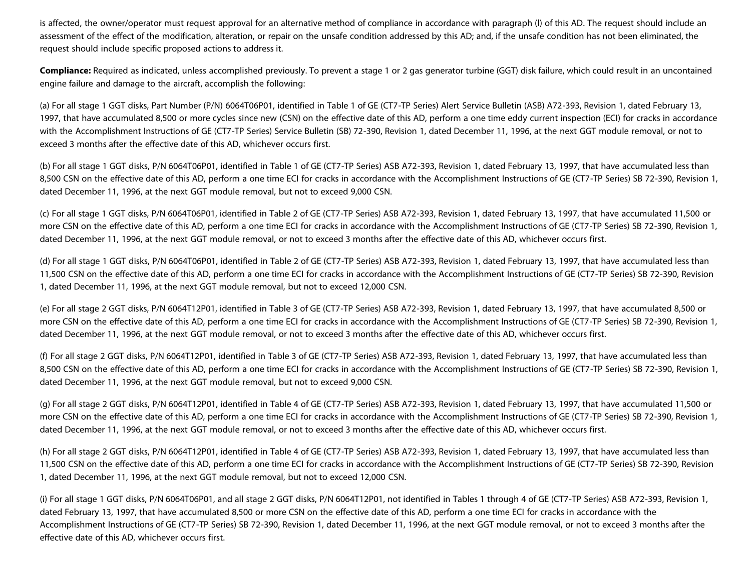is affected, the owner/operator must request approval for an alternative method of compliance in accordance with paragraph (l) of this AD. The request should include an assessment of the effect of the modification, alteration, or repair on the unsafe condition addressed by this AD; and, if the unsafe condition has not been eliminated, the request should include specific proposed actions to address it.

**Compliance:** Required as indicated, unless accomplished previously. To prevent a stage 1 or 2 gas generator turbine (GGT) disk failure, which could result in an uncontained engine failure and damage to the aircraft, accomplish the following:

(a) For all stage 1 GGT disks, Part Number (P/N) 6064T06P01, identified in Table 1 of GE (CT7-TP Series) Alert Service Bulletin (ASB) A72-393, Revision 1, dated February 13, 1997, that have accumulated 8,500 or more cycles since new (CSN) on the effective date of this AD, perform a one time eddy current inspection (ECI) for cracks in accordance with the Accomplishment Instructions of GE (CT7-TP Series) Service Bulletin (SB) 72-390, Revision 1, dated December 11, 1996, at the next GGT module removal, or not to exceed 3 months after the effective date of this AD, whichever occurs first.

(b) For all stage 1 GGT disks, P/N 6064T06P01, identified in Table 1 of GE (CT7-TP Series) ASB A72-393, Revision 1, dated February 13, 1997, that have accumulated less than 8,500 CSN on the effective date of this AD, perform a one time ECI for cracks in accordance with the Accomplishment Instructions of GE (CT7-TP Series) SB 72-390, Revision 1, dated December 11, 1996, at the next GGT module removal, but not to exceed 9,000 CSN.

(c) For all stage 1 GGT disks, P/N 6064T06P01, identified in Table 2 of GE (CT7-TP Series) ASB A72-393, Revision 1, dated February 13, 1997, that have accumulated 11,500 or more CSN on the effective date of this AD, perform a one time ECI for cracks in accordance with the Accomplishment Instructions of GE (CT7-TP Series) SB 72-390, Revision 1, dated December 11, 1996, at the next GGT module removal, or not to exceed 3 months after the effective date of this AD, whichever occurs first.

(d) For all stage 1 GGT disks, P/N 6064T06P01, identified in Table 2 of GE (CT7-TP Series) ASB A72-393, Revision 1, dated February 13, 1997, that have accumulated less than 11,500 CSN on the effective date of this AD, perform a one time ECI for cracks in accordance with the Accomplishment Instructions of GE (CT7-TP Series) SB 72-390, Revision 1, dated December 11, 1996, at the next GGT module removal, but not to exceed 12,000 CSN.

(e) For all stage 2 GGT disks, P/N 6064T12P01, identified in Table 3 of GE (CT7-TP Series) ASB A72-393, Revision 1, dated February 13, 1997, that have accumulated 8,500 or more CSN on the effective date of this AD, perform a one time ECI for cracks in accordance with the Accomplishment Instructions of GE (CT7-TP Series) SB 72-390, Revision 1, dated December 11, 1996, at the next GGT module removal, or not to exceed 3 months after the effective date of this AD, whichever occurs first.

(f) For all stage 2 GGT disks, P/N 6064T12P01, identified in Table 3 of GE (CT7-TP Series) ASB A72-393, Revision 1, dated February 13, 1997, that have accumulated less than 8,500 CSN on the effective date of this AD, perform a one time ECI for cracks in accordance with the Accomplishment Instructions of GE (CT7-TP Series) SB 72-390, Revision 1, dated December 11, 1996, at the next GGT module removal, but not to exceed 9,000 CSN.

(g) For all stage 2 GGT disks, P/N 6064T12P01, identified in Table 4 of GE (CT7-TP Series) ASB A72-393, Revision 1, dated February 13, 1997, that have accumulated 11,500 or more CSN on the effective date of this AD, perform a one time ECI for cracks in accordance with the Accomplishment Instructions of GE (CT7-TP Series) SB 72-390, Revision 1, dated December 11, 1996, at the next GGT module removal, or not to exceed 3 months after the effective date of this AD, whichever occurs first.

(h) For all stage 2 GGT disks, P/N 6064T12P01, identified in Table 4 of GE (CT7-TP Series) ASB A72-393, Revision 1, dated February 13, 1997, that have accumulated less than 11,500 CSN on the effective date of this AD, perform a one time ECI for cracks in accordance with the Accomplishment Instructions of GE (CT7-TP Series) SB 72-390, Revision 1, dated December 11, 1996, at the next GGT module removal, but not to exceed 12,000 CSN.

(i) For all stage 1 GGT disks, P/N 6064T06P01, and all stage 2 GGT disks, P/N 6064T12P01, not identified in Tables 1 through 4 of GE (CT7-TP Series) ASB A72-393, Revision 1, dated February 13, 1997, that have accumulated 8,500 or more CSN on the effective date of this AD, perform a one time ECI for cracks in accordance with the Accomplishment Instructions of GE (CT7-TP Series) SB 72-390, Revision 1, dated December 11, 1996, at the next GGT module removal, or not to exceed 3 months after the effective date of this AD, whichever occurs first.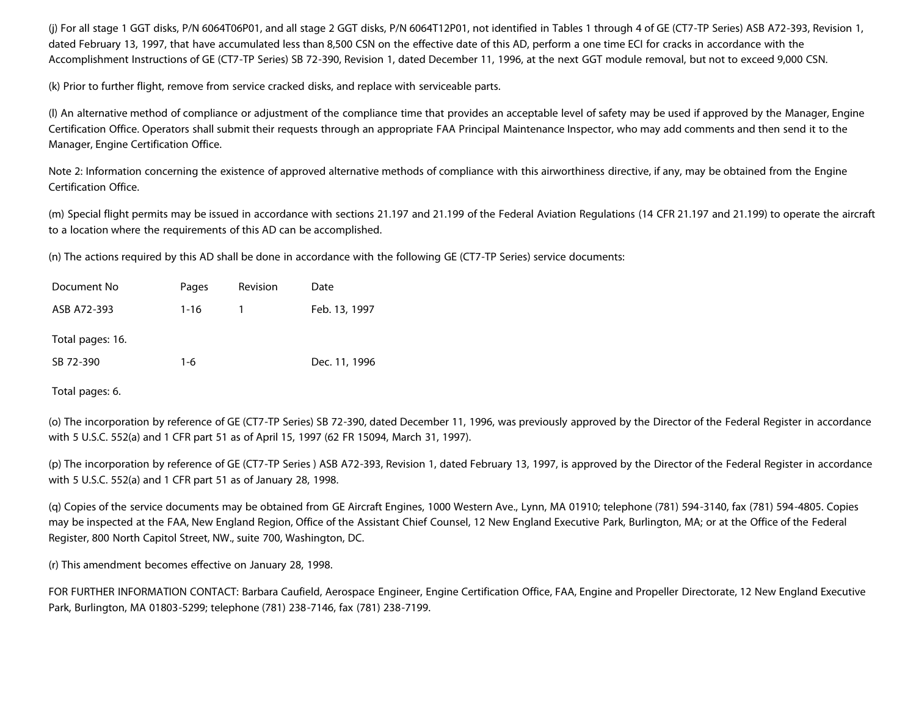(j) For all stage 1 GGT disks, P/N 6064T06P01, and all stage 2 GGT disks, P/N 6064T12P01, not identified in Tables 1 through 4 of GE (CT7-TP Series) ASB A72-393, Revision 1, dated February 13, 1997, that have accumulated less than 8,500 CSN on the effective date of this AD, perform a one time ECI for cracks in accordance with the Accomplishment Instructions of GE (CT7-TP Series) SB 72-390, Revision 1, dated December 11, 1996, at the next GGT module removal, but not to exceed 9,000 CSN.

(k) Prior to further flight, remove from service cracked disks, and replace with serviceable parts.

(l) An alternative method of compliance or adjustment of the compliance time that provides an acceptable level of safety may be used if approved by the Manager, Engine Certification Office. Operators shall submit their requests through an appropriate FAA Principal Maintenance Inspector, who may add comments and then send it to the Manager, Engine Certification Office.

Note 2: Information concerning the existence of approved alternative methods of compliance with this airworthiness directive, if any, may be obtained from the Engine Certification Office.

(m) Special flight permits may be issued in accordance with sections 21.197 and 21.199 of the Federal Aviation Regulations (14 CFR 21.197 and 21.199) to operate the aircraft to a location where the requirements of this AD can be accomplished.

(n) The actions required by this AD shall be done in accordance with the following GE (CT7-TP Series) service documents:

| Document No | Pages | Revision | Date |
|---|---|---|---|
| ASB A72-393 | 1-16 | 1 | Feb. 13, 1997 |
| Total pages: 16. | | | |
| SB 72-390 | 1-6 | | Dec. 11, 1996 |
| Total pages: 6. | | | |

(o) The incorporation by reference of GE (CT7-TP Series) SB 72-390, dated December 11, 1996, was previously approved by the Director of the Federal Register in accordance with 5 U.S.C. 552(a) and 1 CFR part 51 as of April 15, 1997 (62 FR 15094, March 31, 1997).

(p) The incorporation by reference of GE (CT7-TP Series ) ASB A72-393, Revision 1, dated February 13, 1997, is approved by the Director of the Federal Register in accordance with 5 U.S.C. 552(a) and 1 CFR part 51 as of January 28, 1998.

(q) Copies of the service documents may be obtained from GE Aircraft Engines, 1000 Western Ave., Lynn, MA 01910; telephone (781) 594-3140, fax (781) 594-4805. Copies may be inspected at the FAA, New England Region, Office of the Assistant Chief Counsel, 12 New England Executive Park, Burlington, MA; or at the Office of the Federal Register, 800 North Capitol Street, NW., suite 700, Washington, DC.

(r) This amendment becomes effective on January 28, 1998.

FOR FURTHER INFORMATION CONTACT: Barbara Caufield, Aerospace Engineer, Engine Certification Office, FAA, Engine and Propeller Directorate, 12 New England Executive Park, Burlington, MA 01803-5299; telephone (781) 238-7146, fax (781) 238-7199.